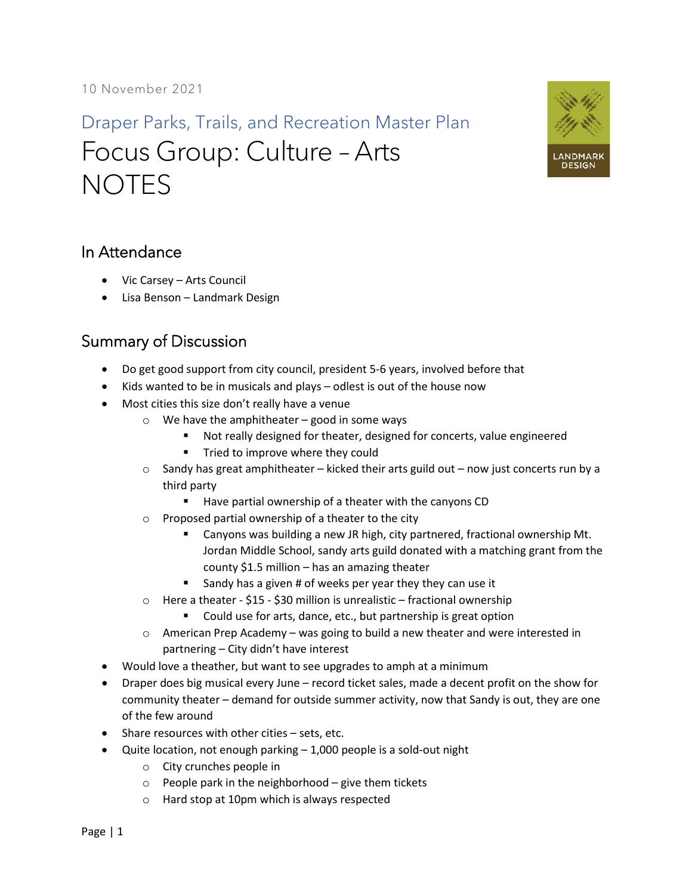10 November 2021

Draper Parks, Trails, and Recreation Master Plan

# Focus Group: Culture – Arts NOTES

LANDMARK DESIGN

## In Attendance

- Vic Carsey – Arts Council
- Lisa Benson – Landmark Design

## Summary of Discussion

- Do get good support from city council, president 5-6 years, involved before that
- Kids wanted to be in musicals and plays – odlest is out of the house now
- Most cities this size don't really have a venue
  - We have the amphitheater – good in some ways
    - Not really designed for theater, designed for concerts, value engineered
    - Tried to improve where they could
  - Sandy has great amphitheater – kicked their arts guild out – now just concerts run by a third party
    - Have partial ownership of a theater with the canyons CD
  - Proposed partial ownership of a theater to the city
    - Canyons was building a new JR high, city partnered, fractional ownership Mt. Jordan Middle School, sandy arts guild donated with a matching grant from the county $1.5 million – has an amazing theater
    - Sandy has a given # of weeks per year they they can use it
  - Here a theater - $15 - $30 million is unrealistic – fractional ownership
    - Could use for arts, dance, etc., but partnership is great option
  - American Prep Academy – was going to build a new theater and were interested in partnering – City didn't have interest
- Would love a theather, but want to see upgrades to amph at a minimum
- Draper does big musical every June – record ticket sales, made a decent profit on the show for community theater – demand for outside summer activity, now that Sandy is out, they are one of the few around
- Share resources with other cities – sets, etc.
- Quite location, not enough parking – 1,000 people is a sold-out night
  - City crunches people in
  - People park in the neighborhood – give them tickets
  - Hard stop at 10pm which is always respected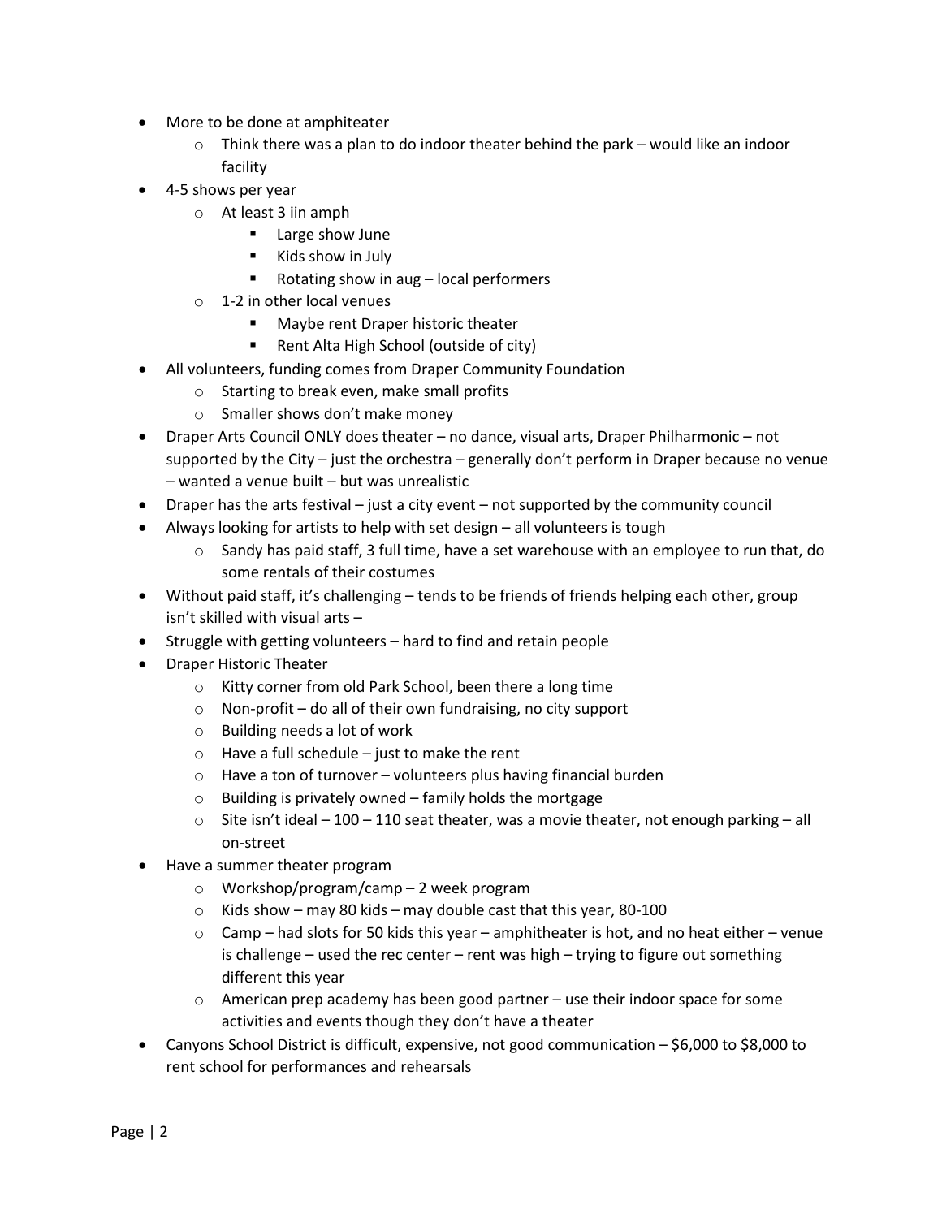- More to be done at amphiteater
    - Think there was a plan to do indoor theater behind the park – would like an indoor facility
- 4-5 shows per year
    - At least 3 iin amph
        - Large show June
        - Kids show in July
        - Rotating show in aug – local performers
    - 1-2 in other local venues
        - Maybe rent Draper historic theater
        - Rent Alta High School (outside of city)
- All volunteers, funding comes from Draper Community Foundation
    - Starting to break even, make small profits
    - Smaller shows don't make money
- Draper Arts Council ONLY does theater – no dance, visual arts, Draper Philharmonic – not supported by the City – just the orchestra – generally don't perform in Draper because no venue – wanted a venue built – but was unrealistic
- Draper has the arts festival – just a city event – not supported by the community council
- Always looking for artists to help with set design – all volunteers is tough
    - Sandy has paid staff, 3 full time, have a set warehouse with an employee to run that, do some rentals of their costumes
- Without paid staff, it's challenging – tends to be friends of friends helping each other, group isn't skilled with visual arts –
- Struggle with getting volunteers – hard to find and retain people
- Draper Historic Theater
    - Kitty corner from old Park School, been there a long time
    - Non-profit – do all of their own fundraising, no city support
    - Building needs a lot of work
    - Have a full schedule – just to make the rent
    - Have a ton of turnover – volunteers plus having financial burden
    - Building is privately owned – family holds the mortgage
    - Site isn't ideal – 100 – 110 seat theater, was a movie theater, not enough parking – all on-street
- Have a summer theater program
    - Workshop/program/camp – 2 week program
    - Kids show – may 80 kids – may double cast that this year, 80-100
    - Camp – had slots for 50 kids this year – amphitheater is hot, and no heat either – venue is challenge – used the rec center – rent was high – trying to figure out something different this year
    - American prep academy has been good partner – use their indoor space for some activities and events though they don't have a theater
- Canyons School District is difficult, expensive, not good communication – $6,000 to $8,000 to rent school for performances and rehearsals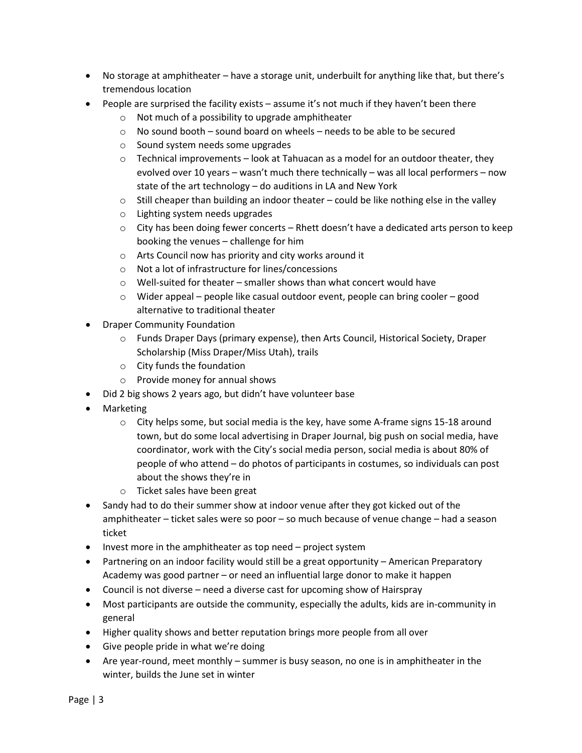- No storage at amphitheater – have a storage unit, underbuilt for anything like that, but there's tremendous location
- People are surprised the facility exists – assume it's not much if they haven't been there
  - Not much of a possibility to upgrade amphitheater
  - No sound booth – sound board on wheels – needs to be able to be secured
  - Sound system needs some upgrades
  - Technical improvements – look at Tahuacan as a model for an outdoor theater, they evolved over 10 years – wasn't much there technically – was all local performers – now state of the art technology – do auditions in LA and New York
  - Still cheaper than building an indoor theater – could be like nothing else in the valley
  - Lighting system needs upgrades
  - City has been doing fewer concerts – Rhett doesn't have a dedicated arts person to keep booking the venues – challenge for him
  - Arts Council now has priority and city works around it
  - Not a lot of infrastructure for lines/concessions
  - Well-suited for theater – smaller shows than what concert would have
  - Wider appeal – people like casual outdoor event, people can bring cooler – good alternative to traditional theater
- Draper Community Foundation
  - Funds Draper Days (primary expense), then Arts Council, Historical Society, Draper Scholarship (Miss Draper/Miss Utah), trails
  - City funds the foundation
  - Provide money for annual shows
- Did 2 big shows 2 years ago, but didn't have volunteer base
- Marketing
  - City helps some, but social media is the key, have some A-frame signs 15-18 around town, but do some local advertising in Draper Journal, big push on social media, have coordinator, work with the City's social media person, social media is about 80% of people of who attend – do photos of participants in costumes, so individuals can post about the shows they're in
  - Ticket sales have been great
- Sandy had to do their summer show at indoor venue after they got kicked out of the amphitheater – ticket sales were so poor – so much because of venue change – had a season ticket
- Invest more in the amphitheater as top need – project system
- Partnering on an indoor facility would still be a great opportunity – American Preparatory Academy was good partner – or need an influential large donor to make it happen
- Council is not diverse – need a diverse cast for upcoming show of Hairspray
- Most participants are outside the community, especially the adults, kids are in-community in general
- Higher quality shows and better reputation brings more people from all over
- Give people pride in what we're doing
- Are year-round, meet monthly – summer is busy season, no one is in amphitheater in the winter, builds the June set in winter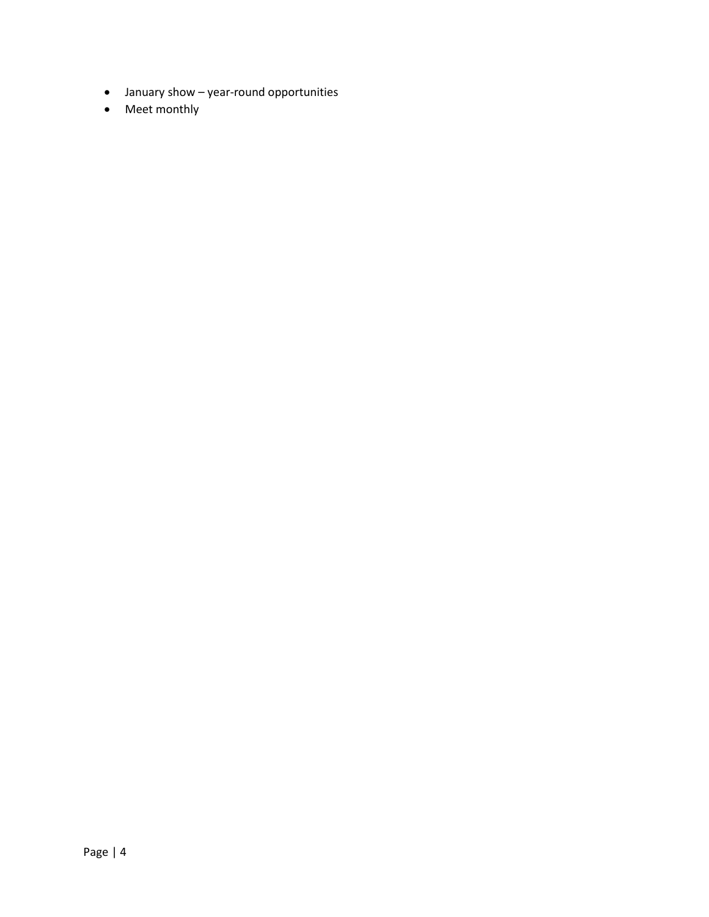- January show – year-round opportunities
- Meet monthly